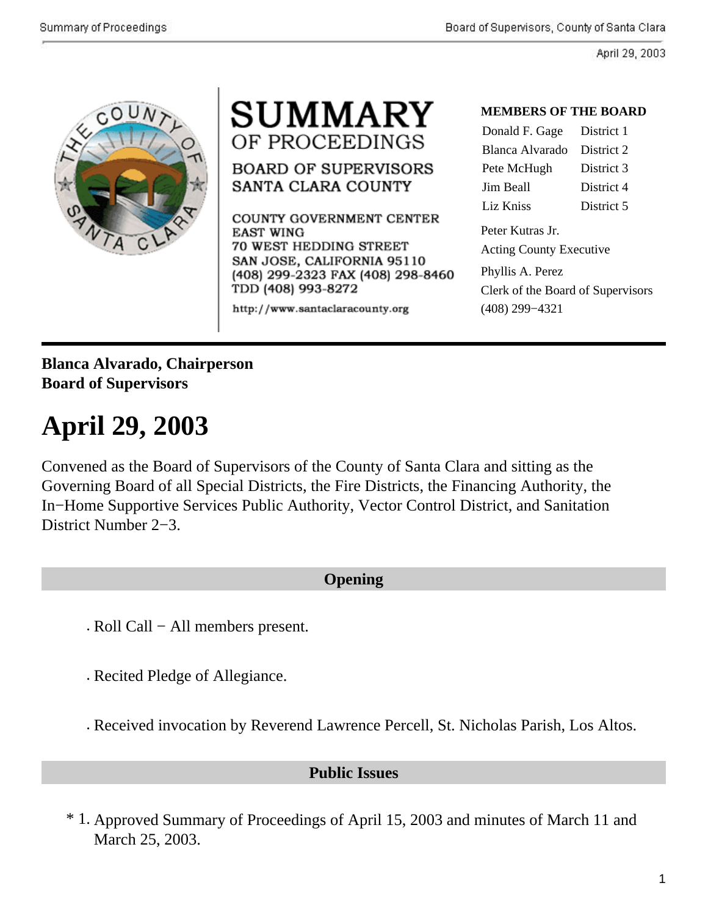# SUMMARY
## OF PROCEEDINGS

**BOARD OF SUPERVISORS**
**SANTA CLARA COUNTY**

COUNTY GOVERNMENT CENTER
EAST WING
70 WEST HEDDING STREET
SAN JOSE, CALIFORNIA 95110
(408) 299-2323 FAX (408) 298-8460
TDD (408) 993-8272

http://www.santaclaracounty.org

**MEMBERS OF THE BOARD**

| | |
|---|---|
| Donald F. Gage | District 1 |
| Blanca Alvarado | District 2 |
| Pete McHugh | District 3 |
| Jim Beall | District 4 |
| Liz Kniss | District 5 |

Peter Kutras Jr.
Acting County Executive

Phyllis A. Perez
Clerk of the Board of Supervisors
(408) 299−4321

**Blanca Alvarado, Chairperson**
**Board of Supervisors**

# April 29, 2003

Convened as the Board of Supervisors of the County of Santa Clara and sitting as the Governing Board of all Special Districts, the Fire Districts, the Financing Authority, the In−Home Supportive Services Public Authority, Vector Control District, and Sanitation District Number 2−3.

## Opening

- Roll Call − All members present.
- Recited Pledge of Allegiance.
- Received invocation by Reverend Lawrence Percell, St. Nicholas Parish, Los Altos.

## Public Issues

\* 1. Approved Summary of Proceedings of April 15, 2003 and minutes of March 11 and March 25, 2003.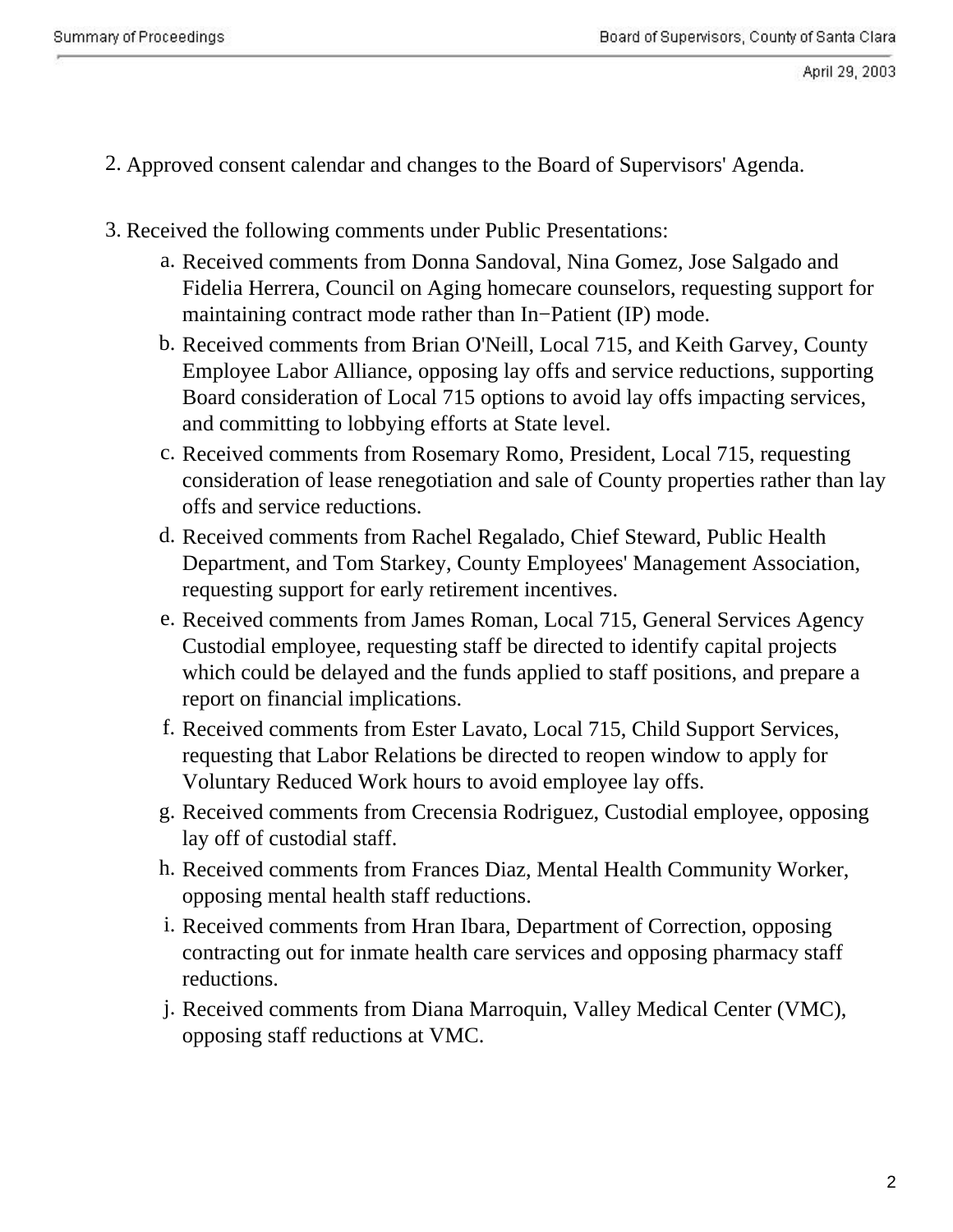2. Approved consent calendar and changes to the Board of Supervisors' Agenda.

3. Received the following comments under Public Presentations:

   a. Received comments from Donna Sandoval, Nina Gomez, Jose Salgado and Fidelia Herrera, Council on Aging homecare counselors, requesting support for maintaining contract mode rather than In−Patient (IP) mode.

   b. Received comments from Brian O'Neill, Local 715, and Keith Garvey, County Employee Labor Alliance, opposing lay offs and service reductions, supporting Board consideration of Local 715 options to avoid lay offs impacting services, and committing to lobbying efforts at State level.

   c. Received comments from Rosemary Romo, President, Local 715, requesting consideration of lease renegotiation and sale of County properties rather than lay offs and service reductions.

   d. Received comments from Rachel Regalado, Chief Steward, Public Health Department, and Tom Starkey, County Employees' Management Association, requesting support for early retirement incentives.

   e. Received comments from James Roman, Local 715, General Services Agency Custodial employee, requesting staff be directed to identify capital projects which could be delayed and the funds applied to staff positions, and prepare a report on financial implications.

   f. Received comments from Ester Lavato, Local 715, Child Support Services, requesting that Labor Relations be directed to reopen window to apply for Voluntary Reduced Work hours to avoid employee lay offs.

   g. Received comments from Crecensia Rodriguez, Custodial employee, opposing lay off of custodial staff.

   h. Received comments from Frances Diaz, Mental Health Community Worker, opposing mental health staff reductions.

   i. Received comments from Hran Ibara, Department of Correction, opposing contracting out for inmate health care services and opposing pharmacy staff reductions.

   j. Received comments from Diana Marroquin, Valley Medical Center (VMC), opposing staff reductions at VMC.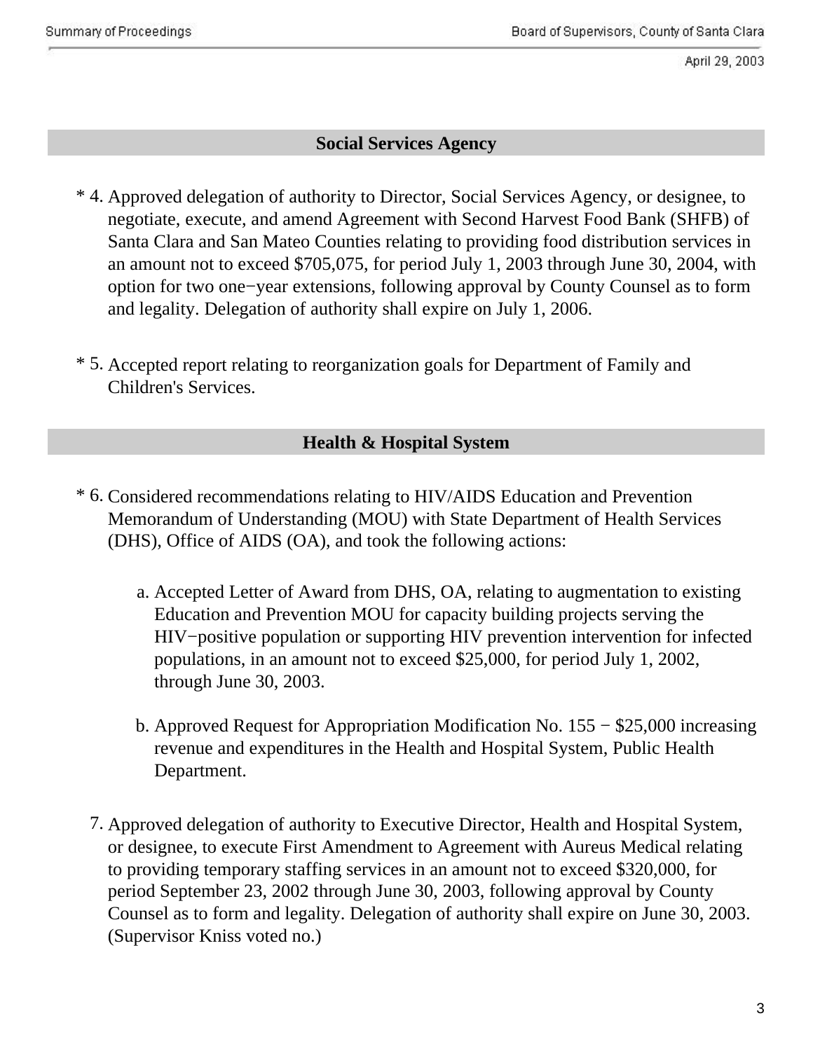## Social Services Agency

\* 4. Approved delegation of authority to Director, Social Services Agency, or designee, to negotiate, execute, and amend Agreement with Second Harvest Food Bank (SHFB) of Santa Clara and San Mateo Counties relating to providing food distribution services in an amount not to exceed $705,075, for period July 1, 2003 through June 30, 2004, with option for two one−year extensions, following approval by County Counsel as to form and legality. Delegation of authority shall expire on July 1, 2006.

\* 5. Accepted report relating to reorganization goals for Department of Family and Children's Services.

## Health & Hospital System

\* 6. Considered recommendations relating to HIV/AIDS Education and Prevention Memorandum of Understanding (MOU) with State Department of Health Services (DHS), Office of AIDS (OA), and took the following actions:

   a. Accepted Letter of Award from DHS, OA, relating to augmentation to existing Education and Prevention MOU for capacity building projects serving the HIV−positive population or supporting HIV prevention intervention for infected populations, in an amount not to exceed $25,000, for period July 1, 2002, through June 30, 2003.

   b. Approved Request for Appropriation Modification No. 155 − $25,000 increasing revenue and expenditures in the Health and Hospital System, Public Health Department.

7. Approved delegation of authority to Executive Director, Health and Hospital System, or designee, to execute First Amendment to Agreement with Aureus Medical relating to providing temporary staffing services in an amount not to exceed $320,000, for period September 23, 2002 through June 30, 2003, following approval by County Counsel as to form and legality. Delegation of authority shall expire on June 30, 2003. (Supervisor Kniss voted no.)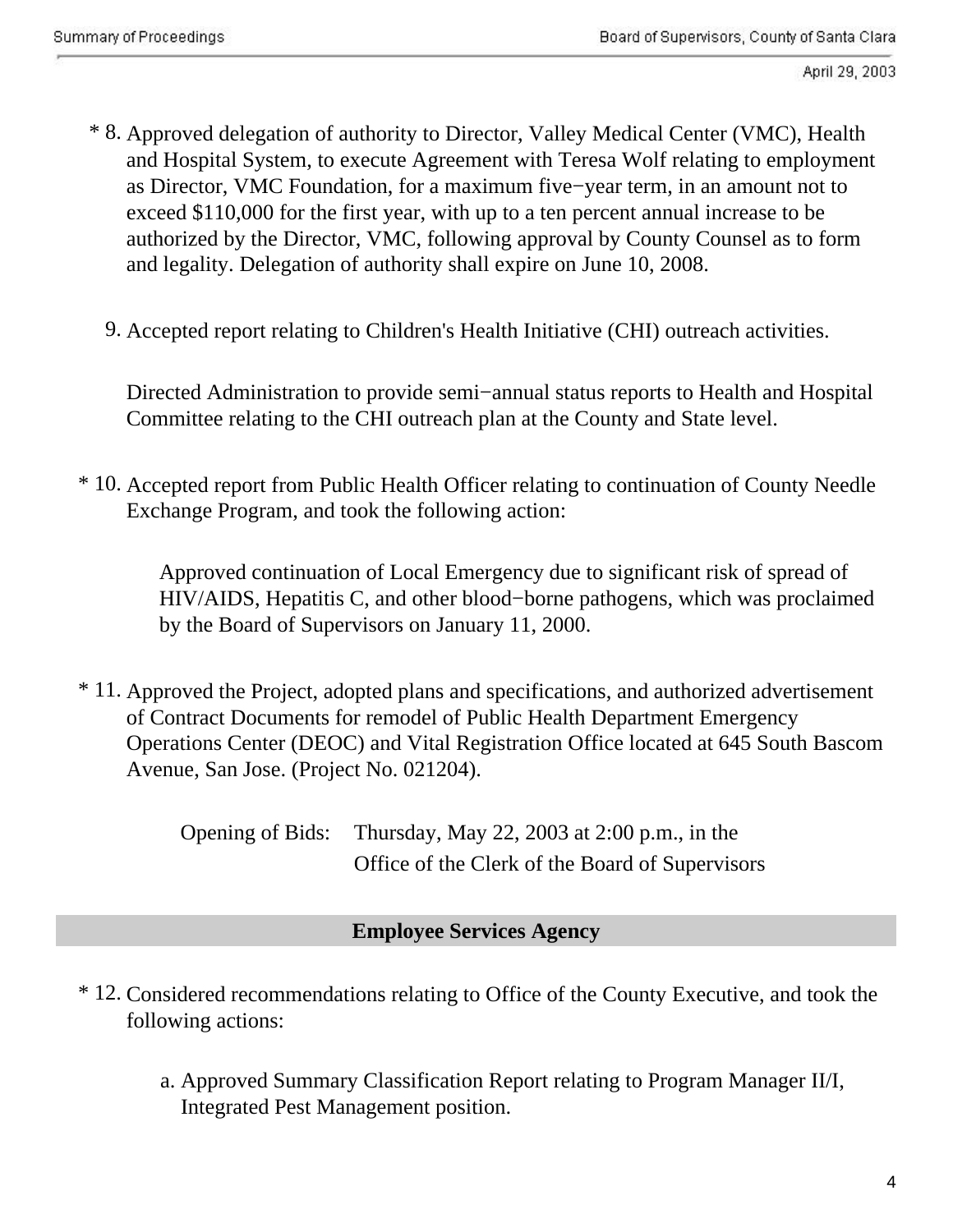\* 8. Approved delegation of authority to Director, Valley Medical Center (VMC), Health and Hospital System, to execute Agreement with Teresa Wolf relating to employment as Director, VMC Foundation, for a maximum five−year term, in an amount not to exceed $110,000 for the first year, with up to a ten percent annual increase to be authorized by the Director, VMC, following approval by County Counsel as to form and legality. Delegation of authority shall expire on June 10, 2008.

9. Accepted report relating to Children's Health Initiative (CHI) outreach activities.

   Directed Administration to provide semi−annual status reports to Health and Hospital Committee relating to the CHI outreach plan at the County and State level.

\* 10. Accepted report from Public Health Officer relating to continuation of County Needle Exchange Program, and took the following action:

   Approved continuation of Local Emergency due to significant risk of spread of HIV/AIDS, Hepatitis C, and other blood−borne pathogens, which was proclaimed by the Board of Supervisors on January 11, 2000.

\* 11. Approved the Project, adopted plans and specifications, and authorized advertisement of Contract Documents for remodel of Public Health Department Emergency Operations Center (DEOC) and Vital Registration Office located at 645 South Bascom Avenue, San Jose. (Project No. 021204).

   Opening of Bids: Thursday, May 22, 2003 at 2:00 p.m., in the Office of the Clerk of the Board of Supervisors

## Employee Services Agency

\* 12. Considered recommendations relating to Office of the County Executive, and took the following actions:

   a. Approved Summary Classification Report relating to Program Manager II/I, Integrated Pest Management position.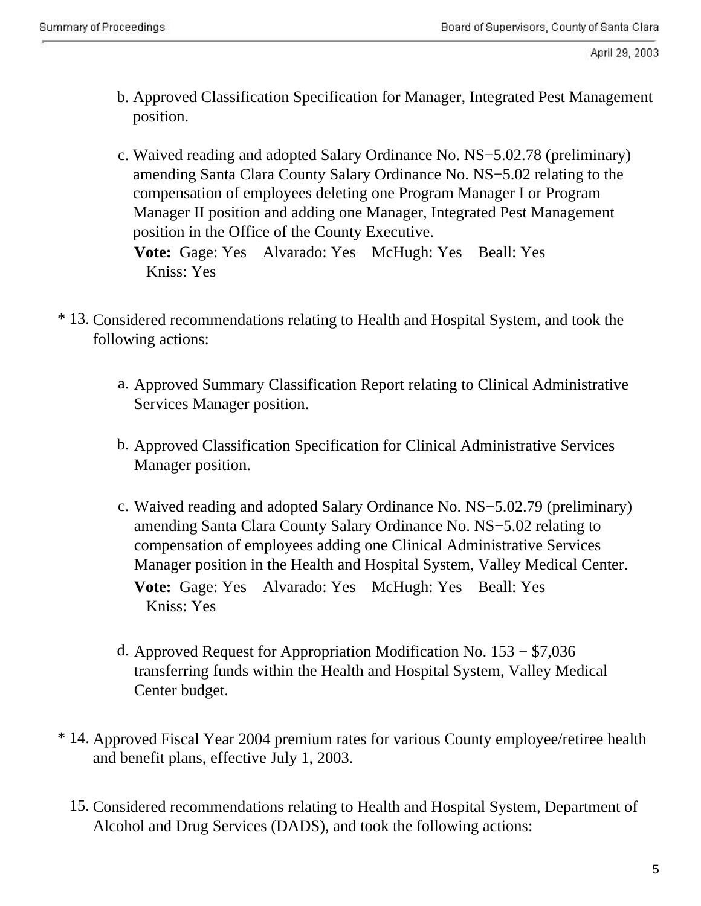b. Approved Classification Specification for Manager, Integrated Pest Management position.

c. Waived reading and adopted Salary Ordinance No. NS−5.02.78 (preliminary) amending Santa Clara County Salary Ordinance No. NS−5.02 relating to the compensation of employees deleting one Program Manager I or Program Manager II position and adding one Manager, Integrated Pest Management position in the Office of the County Executive.

**Vote:** Gage: Yes Alvarado: Yes McHugh: Yes Beall: Yes Kniss: Yes

\* 13. Considered recommendations relating to Health and Hospital System, and took the following actions:

a. Approved Summary Classification Report relating to Clinical Administrative Services Manager position.

b. Approved Classification Specification for Clinical Administrative Services Manager position.

c. Waived reading and adopted Salary Ordinance No. NS−5.02.79 (preliminary) amending Santa Clara County Salary Ordinance No. NS−5.02 relating to compensation of employees adding one Clinical Administrative Services Manager position in the Health and Hospital System, Valley Medical Center.

**Vote:** Gage: Yes Alvarado: Yes McHugh: Yes Beall: Yes Kniss: Yes

d. Approved Request for Appropriation Modification No. 153 − $7,036 transferring funds within the Health and Hospital System, Valley Medical Center budget.

\* 14. Approved Fiscal Year 2004 premium rates for various County employee/retiree health and benefit plans, effective July 1, 2003.

15. Considered recommendations relating to Health and Hospital System, Department of Alcohol and Drug Services (DADS), and took the following actions: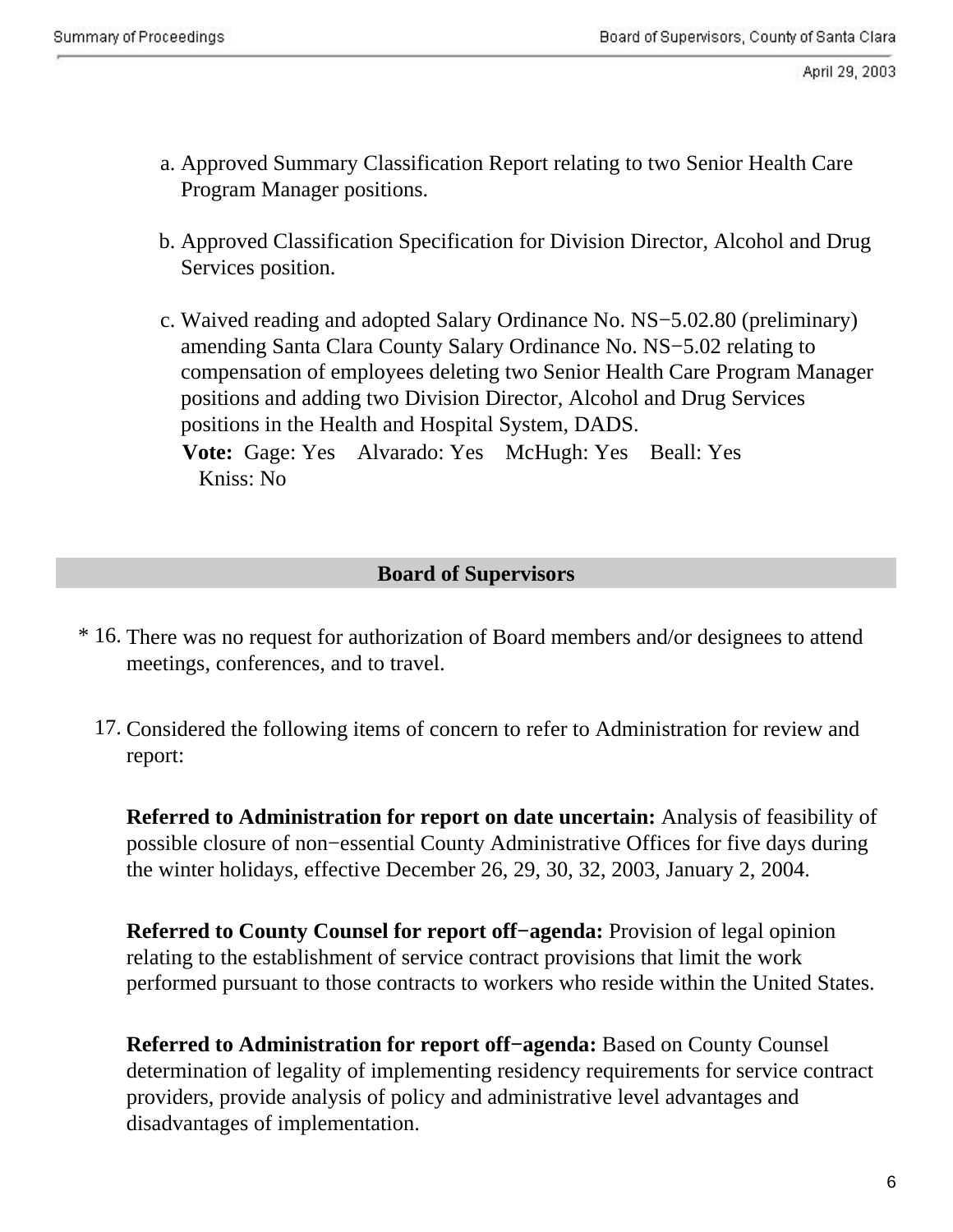a. Approved Summary Classification Report relating to two Senior Health Care Program Manager positions.

b. Approved Classification Specification for Division Director, Alcohol and Drug Services position.

c. Waived reading and adopted Salary Ordinance No. NS−5.02.80 (preliminary) amending Santa Clara County Salary Ordinance No. NS−5.02 relating to compensation of employees deleting two Senior Health Care Program Manager positions and adding two Division Director, Alcohol and Drug Services positions in the Health and Hospital System, DADS.
**Vote:** Gage: Yes Alvarado: Yes McHugh: Yes Beall: Yes Kniss: No

## Board of Supervisors

\* 16. There was no request for authorization of Board members and/or designees to attend meetings, conferences, and to travel.

17. Considered the following items of concern to refer to Administration for review and report:

**Referred to Administration for report on date uncertain:** Analysis of feasibility of possible closure of non−essential County Administrative Offices for five days during the winter holidays, effective December 26, 29, 30, 32, 2003, January 2, 2004.

**Referred to County Counsel for report off−agenda:** Provision of legal opinion relating to the establishment of service contract provisions that limit the work performed pursuant to those contracts to workers who reside within the United States.

**Referred to Administration for report off−agenda:** Based on County Counsel determination of legality of implementing residency requirements for service contract providers, provide analysis of policy and administrative level advantages and disadvantages of implementation.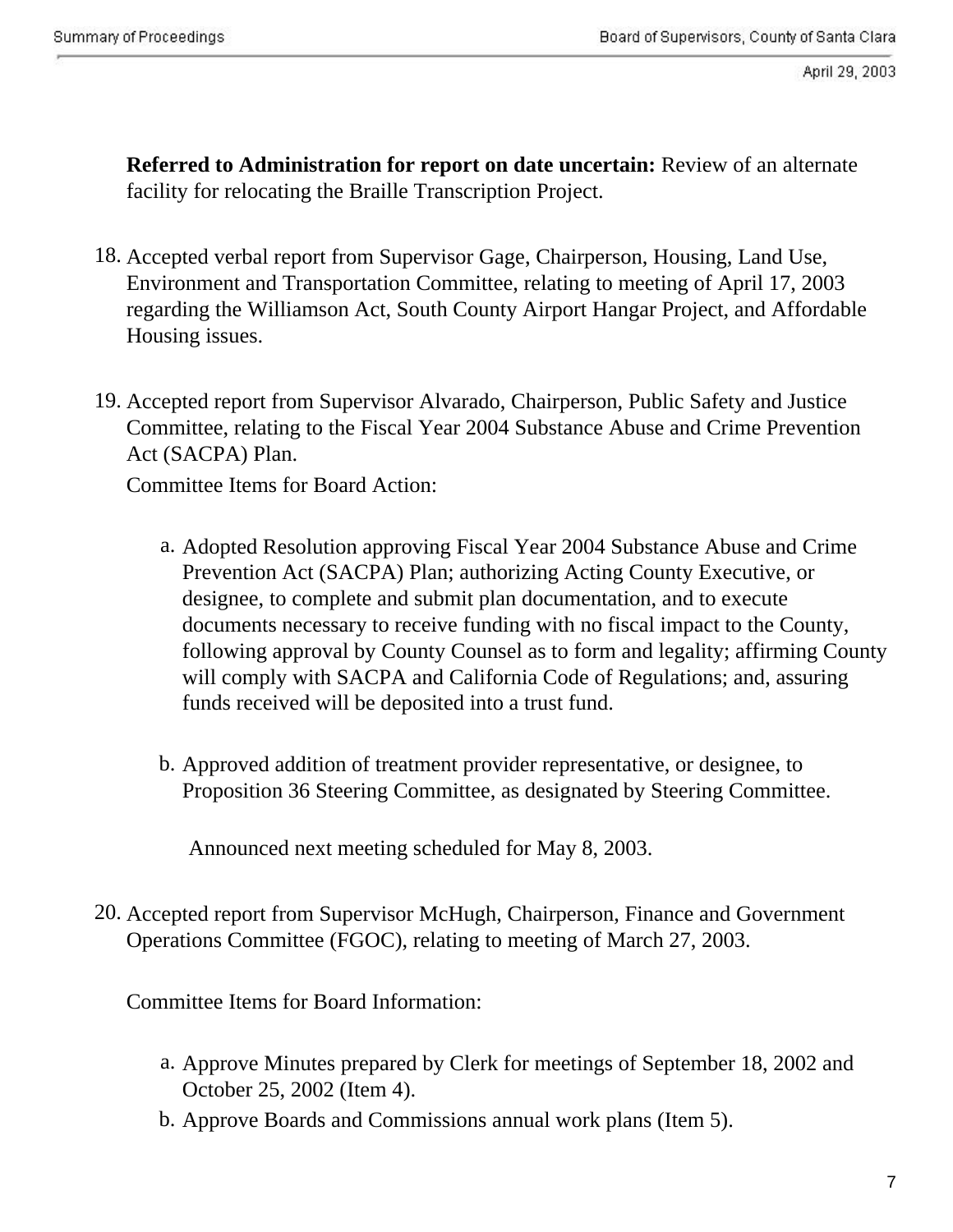**Referred to Administration for report on date uncertain:** Review of an alternate facility for relocating the Braille Transcription Project.

18. Accepted verbal report from Supervisor Gage, Chairperson, Housing, Land Use, Environment and Transportation Committee, relating to meeting of April 17, 2003 regarding the Williamson Act, South County Airport Hangar Project, and Affordable Housing issues.

19. Accepted report from Supervisor Alvarado, Chairperson, Public Safety and Justice Committee, relating to the Fiscal Year 2004 Substance Abuse and Crime Prevention Act (SACPA) Plan.

    Committee Items for Board Action:

    a. Adopted Resolution approving Fiscal Year 2004 Substance Abuse and Crime Prevention Act (SACPA) Plan; authorizing Acting County Executive, or designee, to complete and submit plan documentation, and to execute documents necessary to receive funding with no fiscal impact to the County, following approval by County Counsel as to form and legality; affirming County will comply with SACPA and California Code of Regulations; and, assuring funds received will be deposited into a trust fund.

    b. Approved addition of treatment provider representative, or designee, to Proposition 36 Steering Committee, as designated by Steering Committee.

    Announced next meeting scheduled for May 8, 2003.

20. Accepted report from Supervisor McHugh, Chairperson, Finance and Government Operations Committee (FGOC), relating to meeting of March 27, 2003.

    Committee Items for Board Information:

    a. Approve Minutes prepared by Clerk for meetings of September 18, 2002 and October 25, 2002 (Item 4).
    b. Approve Boards and Commissions annual work plans (Item 5).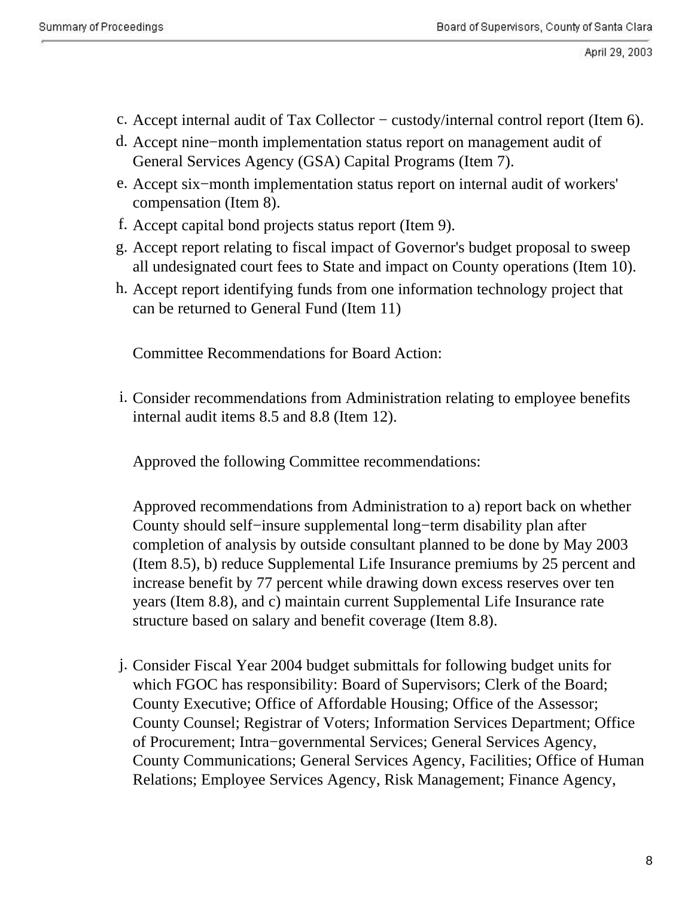c. Accept internal audit of Tax Collector − custody/internal control report (Item 6).

d. Accept nine−month implementation status report on management audit of General Services Agency (GSA) Capital Programs (Item 7).

e. Accept six−month implementation status report on internal audit of workers' compensation (Item 8).

f. Accept capital bond projects status report (Item 9).

g. Accept report relating to fiscal impact of Governor's budget proposal to sweep all undesignated court fees to State and impact on County operations (Item 10).

h. Accept report identifying funds from one information technology project that can be returned to General Fund (Item 11)

Committee Recommendations for Board Action:

i. Consider recommendations from Administration relating to employee benefits internal audit items 8.5 and 8.8 (Item 12).

Approved the following Committee recommendations:

Approved recommendations from Administration to a) report back on whether County should self−insure supplemental long−term disability plan after completion of analysis by outside consultant planned to be done by May 2003 (Item 8.5), b) reduce Supplemental Life Insurance premiums by 25 percent and increase benefit by 77 percent while drawing down excess reserves over ten years (Item 8.8), and c) maintain current Supplemental Life Insurance rate structure based on salary and benefit coverage (Item 8.8).

j. Consider Fiscal Year 2004 budget submittals for following budget units for which FGOC has responsibility: Board of Supervisors; Clerk of the Board; County Executive; Office of Affordable Housing; Office of the Assessor; County Counsel; Registrar of Voters; Information Services Department; Office of Procurement; Intra−governmental Services; General Services Agency, County Communications; General Services Agency, Facilities; Office of Human Relations; Employee Services Agency, Risk Management; Finance Agency,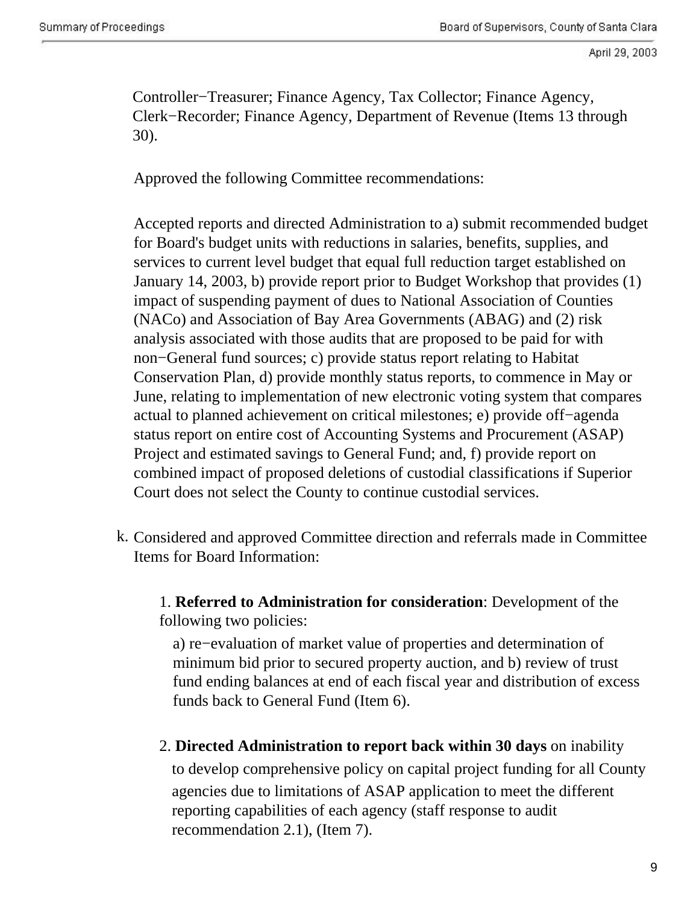Controller−Treasurer; Finance Agency, Tax Collector; Finance Agency, Clerk−Recorder; Finance Agency, Department of Revenue (Items 13 through 30).

Approved the following Committee recommendations:

Accepted reports and directed Administration to a) submit recommended budget for Board's budget units with reductions in salaries, benefits, supplies, and services to current level budget that equal full reduction target established on January 14, 2003, b) provide report prior to Budget Workshop that provides (1) impact of suspending payment of dues to National Association of Counties (NACo) and Association of Bay Area Governments (ABAG) and (2) risk analysis associated with those audits that are proposed to be paid for with non−General fund sources; c) provide status report relating to Habitat Conservation Plan, d) provide monthly status reports, to commence in May or June, relating to implementation of new electronic voting system that compares actual to planned achievement on critical milestones; e) provide off−agenda status report on entire cost of Accounting Systems and Procurement (ASAP) Project and estimated savings to General Fund; and, f) provide report on combined impact of proposed deletions of custodial classifications if Superior Court does not select the County to continue custodial services.

k. Considered and approved Committee direction and referrals made in Committee Items for Board Information:

1. **Referred to Administration for consideration**: Development of the following two policies:

   a) re−evaluation of market value of properties and determination of minimum bid prior to secured property auction, and b) review of trust fund ending balances at end of each fiscal year and distribution of excess funds back to General Fund (Item 6).

2. **Directed Administration to report back within 30 days** on inability to develop comprehensive policy on capital project funding for all County agencies due to limitations of ASAP application to meet the different reporting capabilities of each agency (staff response to audit recommendation 2.1), (Item 7).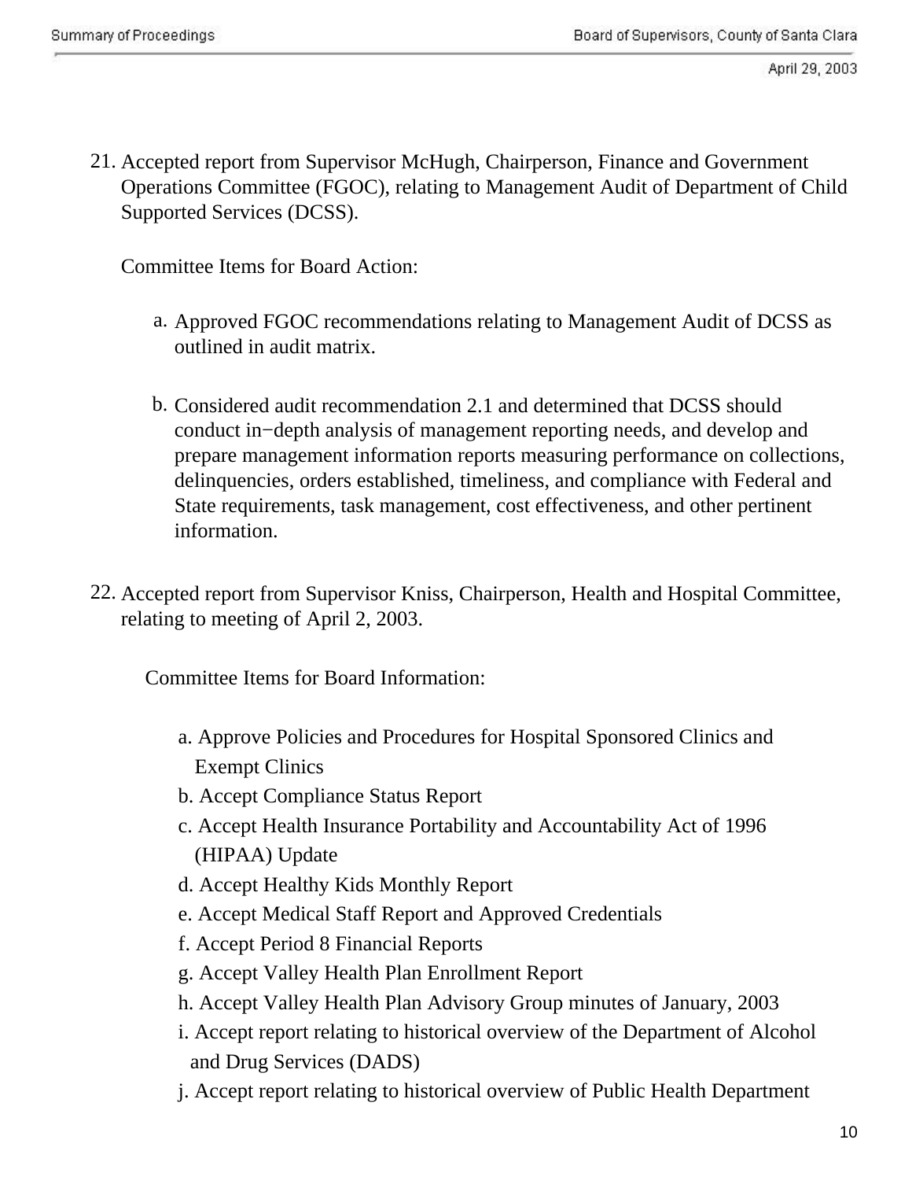21. Accepted report from Supervisor McHugh, Chairperson, Finance and Government Operations Committee (FGOC), relating to Management Audit of Department of Child Supported Services (DCSS).

    Committee Items for Board Action:

    a. Approved FGOC recommendations relating to Management Audit of DCSS as outlined in audit matrix.

    b. Considered audit recommendation 2.1 and determined that DCSS should conduct in−depth analysis of management reporting needs, and develop and prepare management information reports measuring performance on collections, delinquencies, orders established, timeliness, and compliance with Federal and State requirements, task management, cost effectiveness, and other pertinent information.

22. Accepted report from Supervisor Kniss, Chairperson, Health and Hospital Committee, relating to meeting of April 2, 2003.

    Committee Items for Board Information:

    a. Approve Policies and Procedures for Hospital Sponsored Clinics and Exempt Clinics
    b. Accept Compliance Status Report
    c. Accept Health Insurance Portability and Accountability Act of 1996 (HIPAA) Update
    d. Accept Healthy Kids Monthly Report
    e. Accept Medical Staff Report and Approved Credentials
    f. Accept Period 8 Financial Reports
    g. Accept Valley Health Plan Enrollment Report
    h. Accept Valley Health Plan Advisory Group minutes of January, 2003
    i. Accept report relating to historical overview of the Department of Alcohol and Drug Services (DADS)
    j. Accept report relating to historical overview of Public Health Department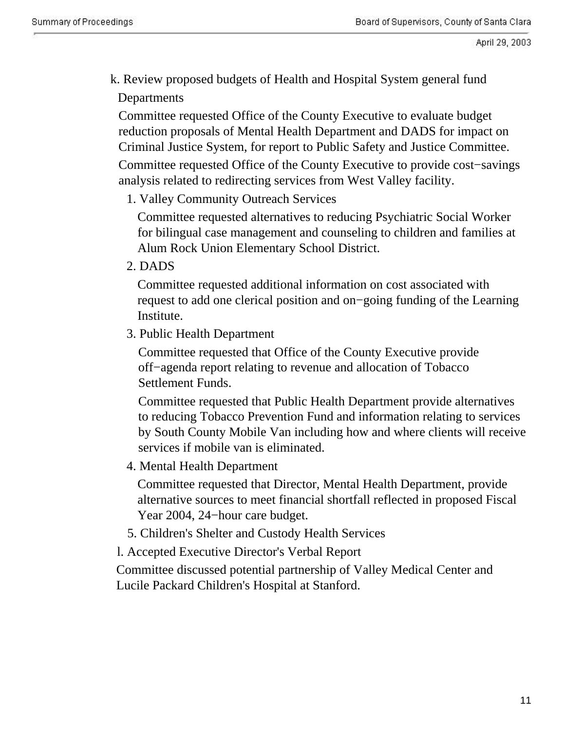k. Review proposed budgets of Health and Hospital System general fund Departments

Committee requested Office of the County Executive to evaluate budget reduction proposals of Mental Health Department and DADS for impact on Criminal Justice System, for report to Public Safety and Justice Committee.

Committee requested Office of the County Executive to provide cost−savings analysis related to redirecting services from West Valley facility.

1. Valley Community Outreach Services

   Committee requested alternatives to reducing Psychiatric Social Worker for bilingual case management and counseling to children and families at Alum Rock Union Elementary School District.

2. DADS

   Committee requested additional information on cost associated with request to add one clerical position and on−going funding of the Learning Institute.

3. Public Health Department

   Committee requested that Office of the County Executive provide off−agenda report relating to revenue and allocation of Tobacco Settlement Funds.

   Committee requested that Public Health Department provide alternatives to reducing Tobacco Prevention Fund and information relating to services by South County Mobile Van including how and where clients will receive services if mobile van is eliminated.

4. Mental Health Department

   Committee requested that Director, Mental Health Department, provide alternative sources to meet financial shortfall reflected in proposed Fiscal Year 2004, 24−hour care budget.

5. Children's Shelter and Custody Health Services

l. Accepted Executive Director's Verbal Report

Committee discussed potential partnership of Valley Medical Center and Lucile Packard Children's Hospital at Stanford.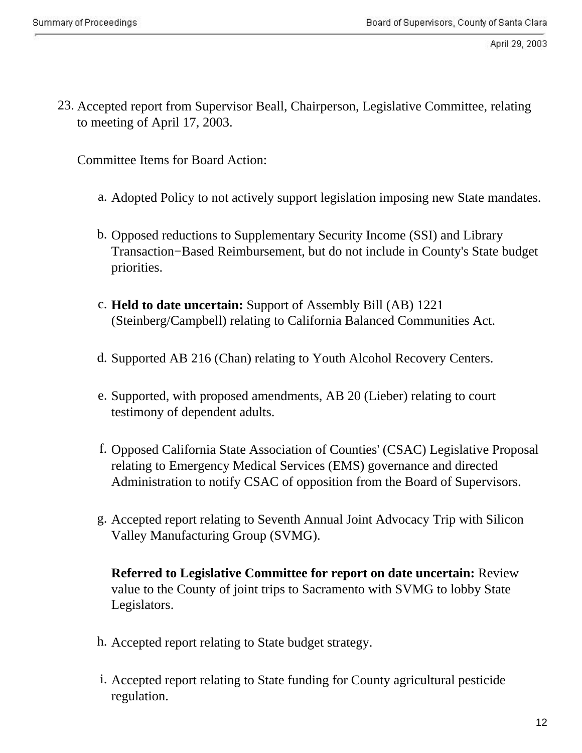23. Accepted report from Supervisor Beall, Chairperson, Legislative Committee, relating to meeting of April 17, 2003.

    Committee Items for Board Action:

    a. Adopted Policy to not actively support legislation imposing new State mandates.

    b. Opposed reductions to Supplementary Security Income (SSI) and Library Transaction−Based Reimbursement, but do not include in County's State budget priorities.

    c. **Held to date uncertain:** Support of Assembly Bill (AB) 1221 (Steinberg/Campbell) relating to California Balanced Communities Act.

    d. Supported AB 216 (Chan) relating to Youth Alcohol Recovery Centers.

    e. Supported, with proposed amendments, AB 20 (Lieber) relating to court testimony of dependent adults.

    f. Opposed California State Association of Counties' (CSAC) Legislative Proposal relating to Emergency Medical Services (EMS) governance and directed Administration to notify CSAC of opposition from the Board of Supervisors.

    g. Accepted report relating to Seventh Annual Joint Advocacy Trip with Silicon Valley Manufacturing Group (SVMG).

       **Referred to Legislative Committee for report on date uncertain:** Review value to the County of joint trips to Sacramento with SVMG to lobby State Legislators.

    h. Accepted report relating to State budget strategy.

    i. Accepted report relating to State funding for County agricultural pesticide regulation.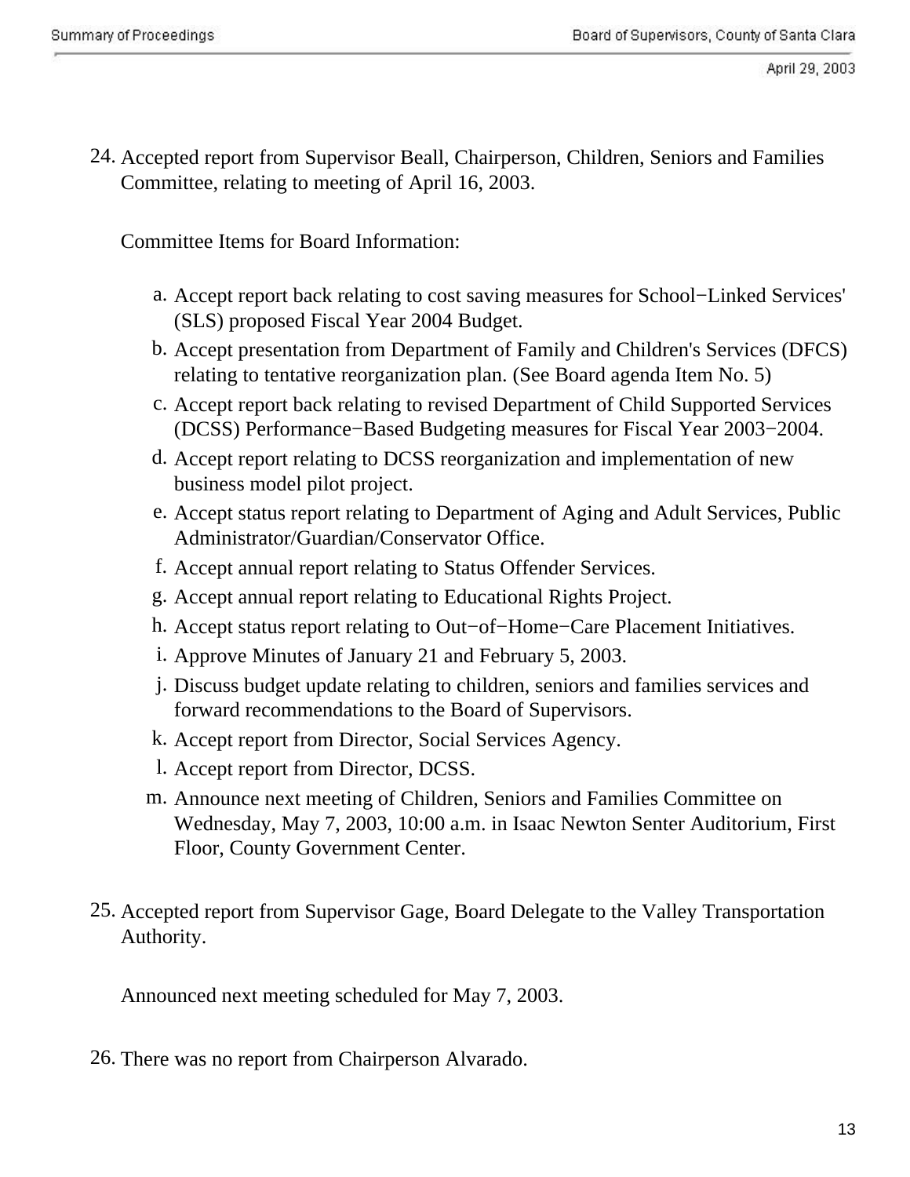24. Accepted report from Supervisor Beall, Chairperson, Children, Seniors and Families Committee, relating to meeting of April 16, 2003.

    Committee Items for Board Information:

    a. Accept report back relating to cost saving measures for School−Linked Services' (SLS) proposed Fiscal Year 2004 Budget.
    b. Accept presentation from Department of Family and Children's Services (DFCS) relating to tentative reorganization plan. (See Board agenda Item No. 5)
    c. Accept report back relating to revised Department of Child Supported Services (DCSS) Performance−Based Budgeting measures for Fiscal Year 2003−2004.
    d. Accept report relating to DCSS reorganization and implementation of new business model pilot project.
    e. Accept status report relating to Department of Aging and Adult Services, Public Administrator/Guardian/Conservator Office.
    f. Accept annual report relating to Status Offender Services.
    g. Accept annual report relating to Educational Rights Project.
    h. Accept status report relating to Out−of−Home−Care Placement Initiatives.
    i. Approve Minutes of January 21 and February 5, 2003.
    j. Discuss budget update relating to children, seniors and families services and forward recommendations to the Board of Supervisors.
    k. Accept report from Director, Social Services Agency.
    l. Accept report from Director, DCSS.
    m. Announce next meeting of Children, Seniors and Families Committee on Wednesday, May 7, 2003, 10:00 a.m. in Isaac Newton Senter Auditorium, First Floor, County Government Center.

25. Accepted report from Supervisor Gage, Board Delegate to the Valley Transportation Authority.

    Announced next meeting scheduled for May 7, 2003.

26. There was no report from Chairperson Alvarado.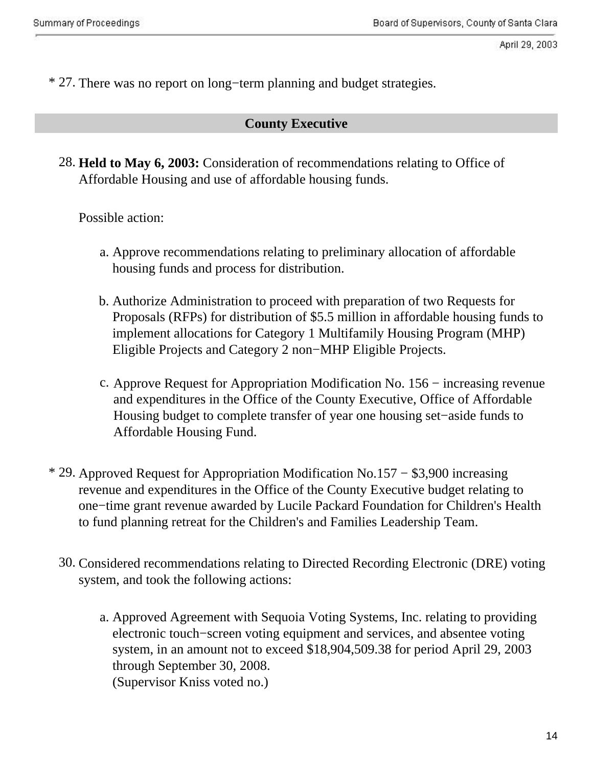\* 27. There was no report on long−term planning and budget strategies.

## County Executive

28. **Held to May 6, 2003:** Consideration of recommendations relating to Office of Affordable Housing and use of affordable housing funds.

    Possible action:

    a. Approve recommendations relating to preliminary allocation of affordable housing funds and process for distribution.

    b. Authorize Administration to proceed with preparation of two Requests for Proposals (RFPs) for distribution of $5.5 million in affordable housing funds to implement allocations for Category 1 Multifamily Housing Program (MHP) Eligible Projects and Category 2 non−MHP Eligible Projects.

    c. Approve Request for Appropriation Modification No. 156 − increasing revenue and expenditures in the Office of the County Executive, Office of Affordable Housing budget to complete transfer of year one housing set−aside funds to Affordable Housing Fund.

\* 29. Approved Request for Appropriation Modification No.157 − $3,900 increasing revenue and expenditures in the Office of the County Executive budget relating to one−time grant revenue awarded by Lucile Packard Foundation for Children's Health to fund planning retreat for the Children's and Families Leadership Team.

30. Considered recommendations relating to Directed Recording Electronic (DRE) voting system, and took the following actions:

    a. Approved Agreement with Sequoia Voting Systems, Inc. relating to providing electronic touch−screen voting equipment and services, and absentee voting system, in an amount not to exceed $18,904,509.38 for period April 29, 2003 through September 30, 2008.
    (Supervisor Kniss voted no.)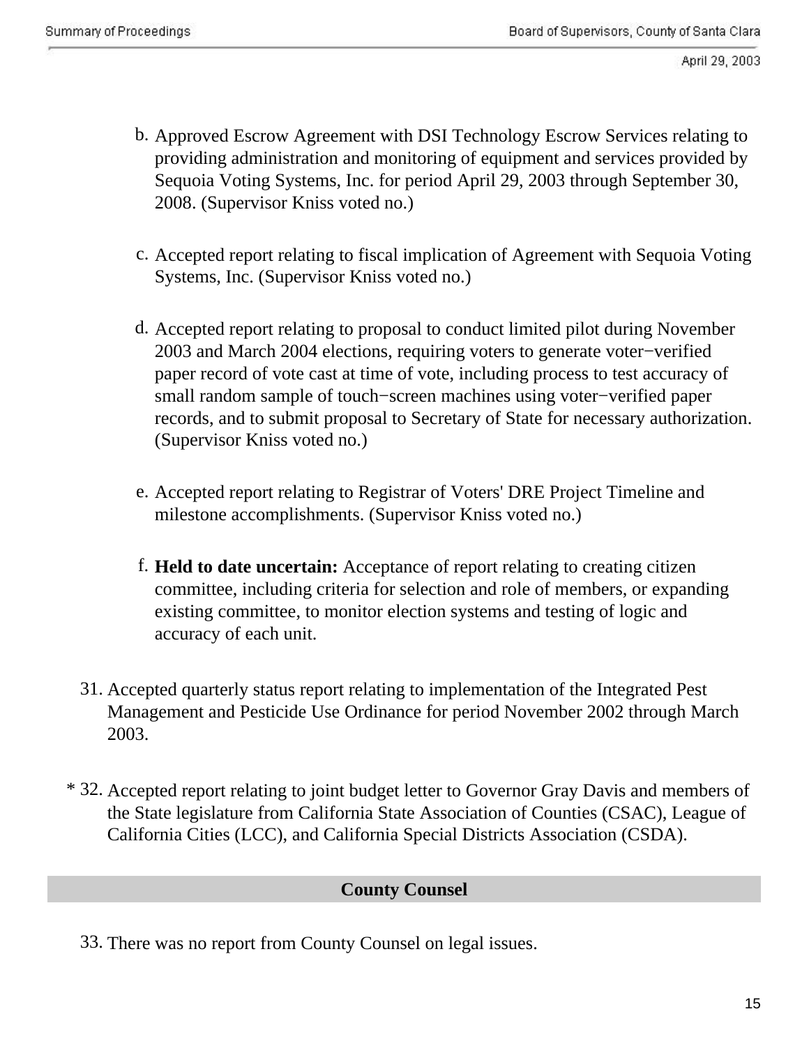b. Approved Escrow Agreement with DSI Technology Escrow Services relating to providing administration and monitoring of equipment and services provided by Sequoia Voting Systems, Inc. for period April 29, 2003 through September 30, 2008. (Supervisor Kniss voted no.)

c. Accepted report relating to fiscal implication of Agreement with Sequoia Voting Systems, Inc. (Supervisor Kniss voted no.)

d. Accepted report relating to proposal to conduct limited pilot during November 2003 and March 2004 elections, requiring voters to generate voter−verified paper record of vote cast at time of vote, including process to test accuracy of small random sample of touch−screen machines using voter−verified paper records, and to submit proposal to Secretary of State for necessary authorization. (Supervisor Kniss voted no.)

e. Accepted report relating to Registrar of Voters' DRE Project Timeline and milestone accomplishments. (Supervisor Kniss voted no.)

f. **Held to date uncertain:** Acceptance of report relating to creating citizen committee, including criteria for selection and role of members, or expanding existing committee, to monitor election systems and testing of logic and accuracy of each unit.

31. Accepted quarterly status report relating to implementation of the Integrated Pest Management and Pesticide Use Ordinance for period November 2002 through March 2003.

\* 32. Accepted report relating to joint budget letter to Governor Gray Davis and members of the State legislature from California State Association of Counties (CSAC), League of California Cities (LCC), and California Special Districts Association (CSDA).

## County Counsel

33. There was no report from County Counsel on legal issues.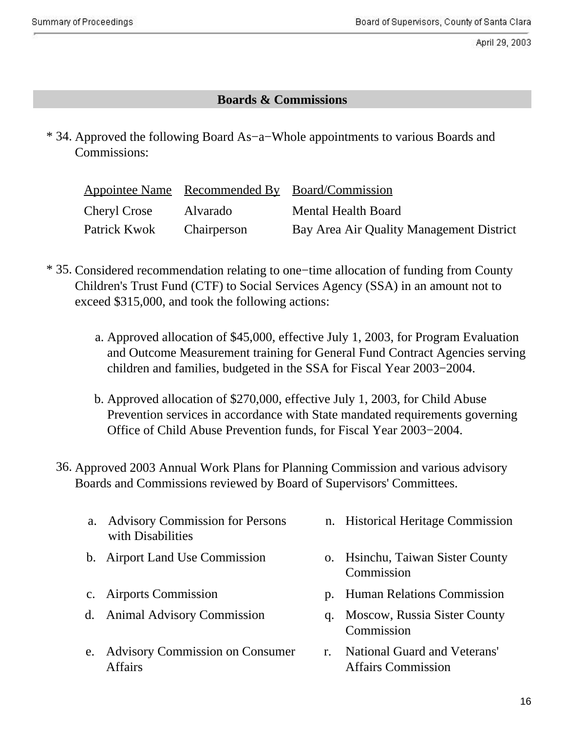## Boards & Commissions

\* 34. Approved the following Board As−a−Whole appointments to various Boards and Commissions:

| Appointee Name | Recommended By | Board/Commission |
|---|---|---|
| Cheryl Crose | Alvarado | Mental Health Board |
| Patrick Kwok | Chairperson | Bay Area Air Quality Management District |

\* 35. Considered recommendation relating to one−time allocation of funding from County Children's Trust Fund (CTF) to Social Services Agency (SSA) in an amount not to exceed $315,000, and took the following actions:

a. Approved allocation of $45,000, effective July 1, 2003, for Program Evaluation and Outcome Measurement training for General Fund Contract Agencies serving children and families, budgeted in the SSA for Fiscal Year 2003−2004.

b. Approved allocation of $270,000, effective July 1, 2003, for Child Abuse Prevention services in accordance with State mandated requirements governing Office of Child Abuse Prevention funds, for Fiscal Year 2003−2004.

36. Approved 2003 Annual Work Plans for Planning Commission and various advisory Boards and Commissions reviewed by Board of Supervisors' Committees.

a. Advisory Commission for Persons with Disabilities
b. Airport Land Use Commission
c. Airports Commission
d. Animal Advisory Commission
e. Advisory Commission on Consumer Affairs
n. Historical Heritage Commission
o. Hsinchu, Taiwan Sister County Commission
p. Human Relations Commission
q. Moscow, Russia Sister County Commission
r. National Guard and Veterans' Affairs Commission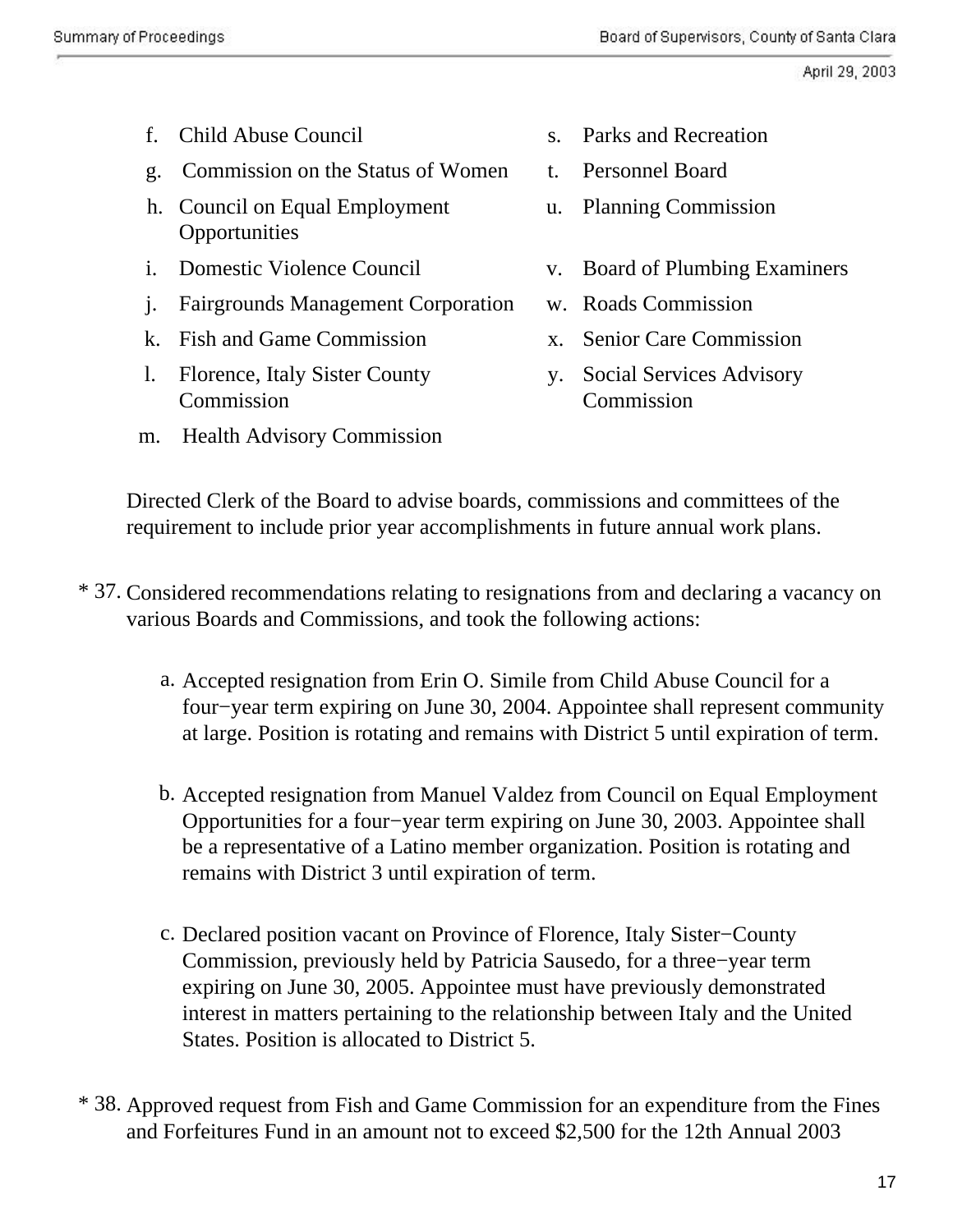f. Child Abuse Council
g. Commission on the Status of Women
h. Council on Equal Employment Opportunities
i. Domestic Violence Council
j. Fairgrounds Management Corporation
k. Fish and Game Commission
l. Florence, Italy Sister County Commission
m. Health Advisory Commission
s. Parks and Recreation
t. Personnel Board
u. Planning Commission
v. Board of Plumbing Examiners
w. Roads Commission
x. Senior Care Commission
y. Social Services Advisory Commission

Directed Clerk of the Board to advise boards, commissions and committees of the requirement to include prior year accomplishments in future annual work plans.

* 37. Considered recommendations relating to resignations from and declaring a vacancy on various Boards and Commissions, and took the following actions:

  a. Accepted resignation from Erin O. Simile from Child Abuse Council for a four−year term expiring on June 30, 2004. Appointee shall represent community at large. Position is rotating and remains with District 5 until expiration of term.

  b. Accepted resignation from Manuel Valdez from Council on Equal Employment Opportunities for a four−year term expiring on June 30, 2003. Appointee shall be a representative of a Latino member organization. Position is rotating and remains with District 3 until expiration of term.

  c. Declared position vacant on Province of Florence, Italy Sister−County Commission, previously held by Patricia Sausedo, for a three−year term expiring on June 30, 2005. Appointee must have previously demonstrated interest in matters pertaining to the relationship between Italy and the United States. Position is allocated to District 5.

* 38. Approved request from Fish and Game Commission for an expenditure from the Fines and Forfeitures Fund in an amount not to exceed $2,500 for the 12th Annual 2003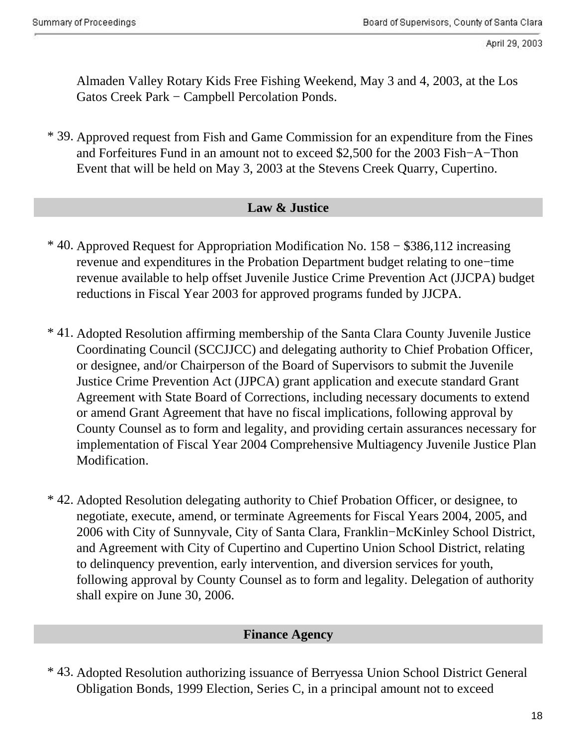Almaden Valley Rotary Kids Free Fishing Weekend, May 3 and 4, 2003, at the Los Gatos Creek Park − Campbell Percolation Ponds.

\* 39. Approved request from Fish and Game Commission for an expenditure from the Fines and Forfeitures Fund in an amount not to exceed $2,500 for the 2003 Fish−A−Thon Event that will be held on May 3, 2003 at the Stevens Creek Quarry, Cupertino.

## Law & Justice

\* 40. Approved Request for Appropriation Modification No. 158 − $386,112 increasing revenue and expenditures in the Probation Department budget relating to one−time revenue available to help offset Juvenile Justice Crime Prevention Act (JJCPA) budget reductions in Fiscal Year 2003 for approved programs funded by JJCPA.

\* 41. Adopted Resolution affirming membership of the Santa Clara County Juvenile Justice Coordinating Council (SCCJJCC) and delegating authority to Chief Probation Officer, or designee, and/or Chairperson of the Board of Supervisors to submit the Juvenile Justice Crime Prevention Act (JJPCA) grant application and execute standard Grant Agreement with State Board of Corrections, including necessary documents to extend or amend Grant Agreement that have no fiscal implications, following approval by County Counsel as to form and legality, and providing certain assurances necessary for implementation of Fiscal Year 2004 Comprehensive Multiagency Juvenile Justice Plan Modification.

\* 42. Adopted Resolution delegating authority to Chief Probation Officer, or designee, to negotiate, execute, amend, or terminate Agreements for Fiscal Years 2004, 2005, and 2006 with City of Sunnyvale, City of Santa Clara, Franklin−McKinley School District, and Agreement with City of Cupertino and Cupertino Union School District, relating to delinquency prevention, early intervention, and diversion services for youth, following approval by County Counsel as to form and legality. Delegation of authority shall expire on June 30, 2006.

## Finance Agency

\* 43. Adopted Resolution authorizing issuance of Berryessa Union School District General Obligation Bonds, 1999 Election, Series C, in a principal amount not to exceed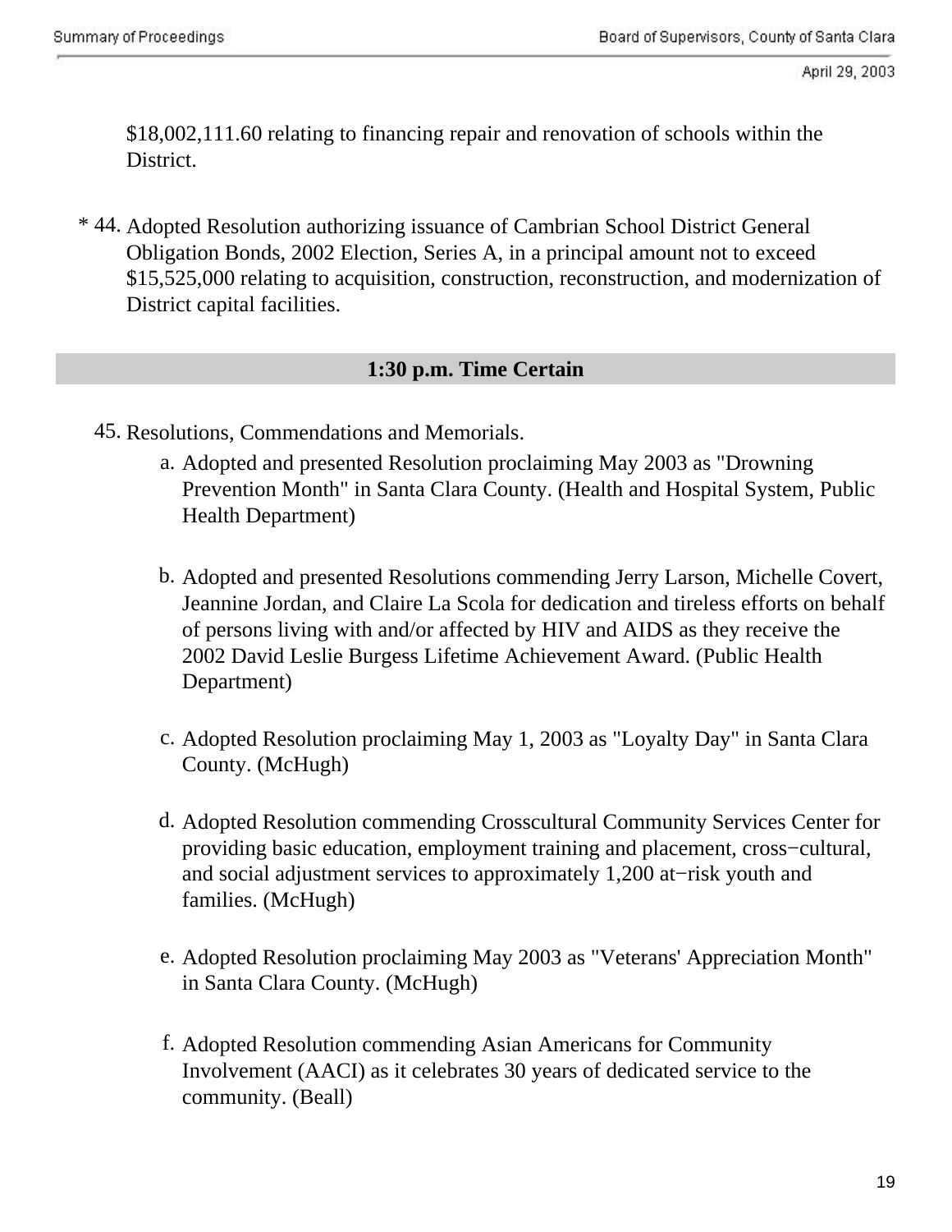$18,002,111.60 relating to financing repair and renovation of schools within the District.

\* 44. Adopted Resolution authorizing issuance of Cambrian School District General Obligation Bonds, 2002 Election, Series A, in a principal amount not to exceed $15,525,000 relating to acquisition, construction, reconstruction, and modernization of District capital facilities.

## 1:30 p.m. Time Certain

45. Resolutions, Commendations and Memorials.

    a. Adopted and presented Resolution proclaiming May 2003 as "Drowning Prevention Month" in Santa Clara County. (Health and Hospital System, Public Health Department)

    b. Adopted and presented Resolutions commending Jerry Larson, Michelle Covert, Jeannine Jordan, and Claire La Scola for dedication and tireless efforts on behalf of persons living with and/or affected by HIV and AIDS as they receive the 2002 David Leslie Burgess Lifetime Achievement Award. (Public Health Department)

    c. Adopted Resolution proclaiming May 1, 2003 as "Loyalty Day" in Santa Clara County. (McHugh)

    d. Adopted Resolution commending Crosscultural Community Services Center for providing basic education, employment training and placement, cross−cultural, and social adjustment services to approximately 1,200 at−risk youth and families. (McHugh)

    e. Adopted Resolution proclaiming May 2003 as "Veterans' Appreciation Month" in Santa Clara County. (McHugh)

    f. Adopted Resolution commending Asian Americans for Community Involvement (AACI) as it celebrates 30 years of dedicated service to the community. (Beall)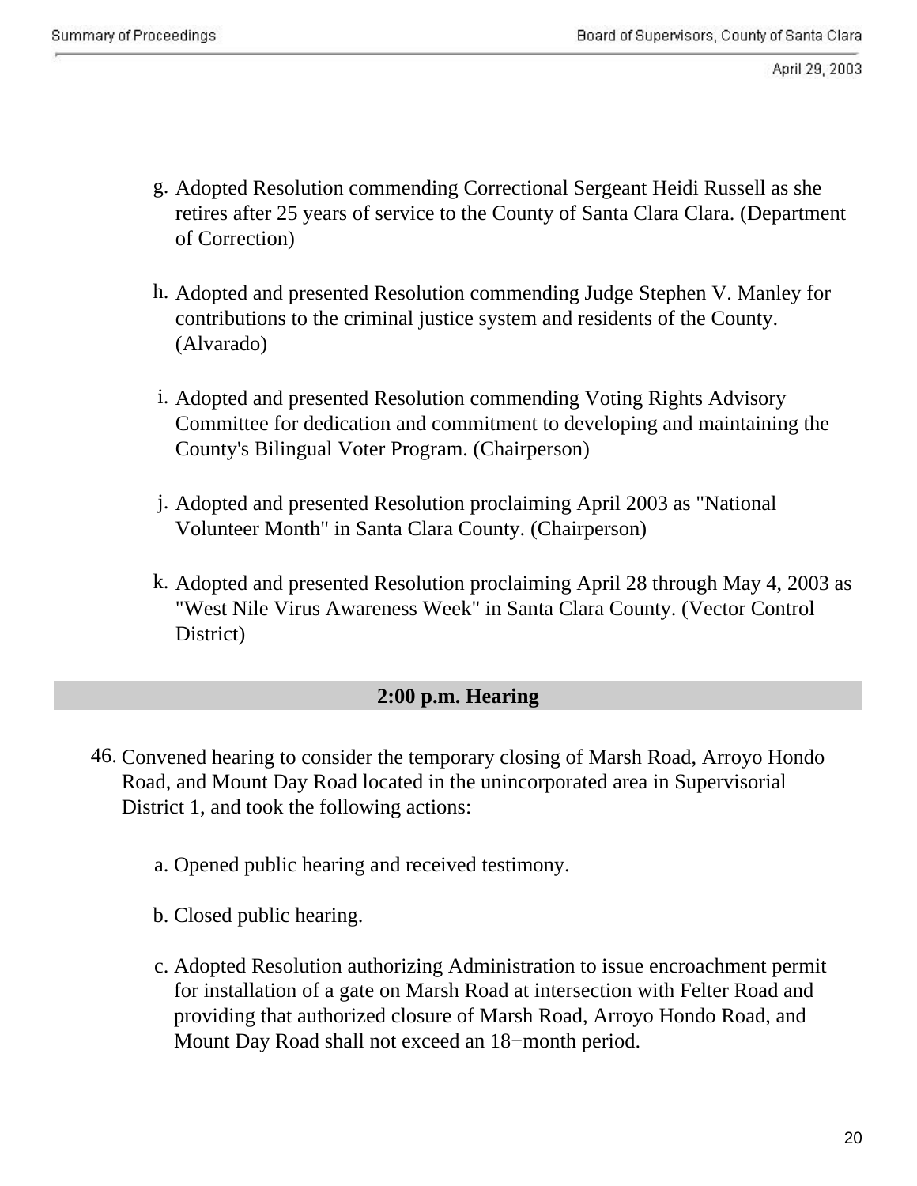g. Adopted Resolution commending Correctional Sergeant Heidi Russell as she retires after 25 years of service to the County of Santa Clara Clara. (Department of Correction)

h. Adopted and presented Resolution commending Judge Stephen V. Manley for contributions to the criminal justice system and residents of the County. (Alvarado)

i. Adopted and presented Resolution commending Voting Rights Advisory Committee for dedication and commitment to developing and maintaining the County's Bilingual Voter Program. (Chairperson)

j. Adopted and presented Resolution proclaiming April 2003 as "National Volunteer Month" in Santa Clara County. (Chairperson)

k. Adopted and presented Resolution proclaiming April 28 through May 4, 2003 as "West Nile Virus Awareness Week" in Santa Clara County. (Vector Control District)

## 2:00 p.m. Hearing

46. Convened hearing to consider the temporary closing of Marsh Road, Arroyo Hondo Road, and Mount Day Road located in the unincorporated area in Supervisorial District 1, and took the following actions:

    a. Opened public hearing and received testimony.

    b. Closed public hearing.

    c. Adopted Resolution authorizing Administration to issue encroachment permit for installation of a gate on Marsh Road at intersection with Felter Road and providing that authorized closure of Marsh Road, Arroyo Hondo Road, and Mount Day Road shall not exceed an 18−month period.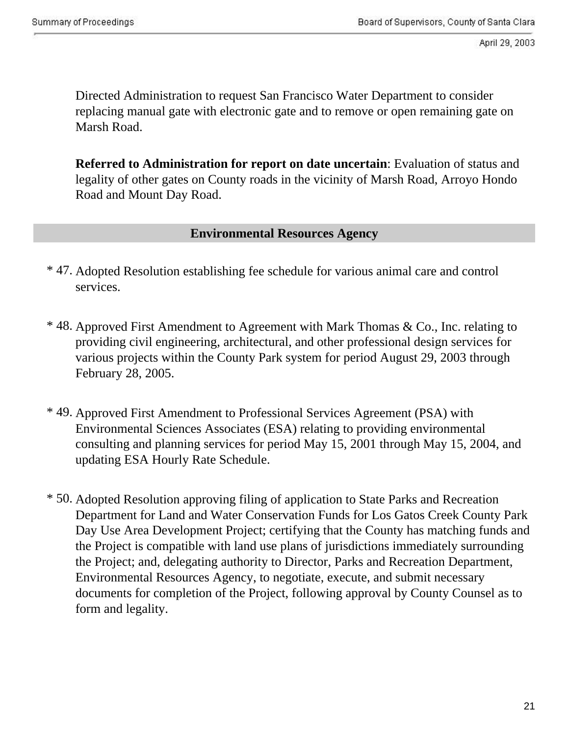Directed Administration to request San Francisco Water Department to consider replacing manual gate with electronic gate and to remove or open remaining gate on Marsh Road.

**Referred to Administration for report on date uncertain**: Evaluation of status and legality of other gates on County roads in the vicinity of Marsh Road, Arroyo Hondo Road and Mount Day Road.

## Environmental Resources Agency

* 47. Adopted Resolution establishing fee schedule for various animal care and control services.

* 48. Approved First Amendment to Agreement with Mark Thomas & Co., Inc. relating to providing civil engineering, architectural, and other professional design services for various projects within the County Park system for period August 29, 2003 through February 28, 2005.

* 49. Approved First Amendment to Professional Services Agreement (PSA) with Environmental Sciences Associates (ESA) relating to providing environmental consulting and planning services for period May 15, 2001 through May 15, 2004, and updating ESA Hourly Rate Schedule.

* 50. Adopted Resolution approving filing of application to State Parks and Recreation Department for Land and Water Conservation Funds for Los Gatos Creek County Park Day Use Area Development Project; certifying that the County has matching funds and the Project is compatible with land use plans of jurisdictions immediately surrounding the Project; and, delegating authority to Director, Parks and Recreation Department, Environmental Resources Agency, to negotiate, execute, and submit necessary documents for completion of the Project, following approval by County Counsel as to form and legality.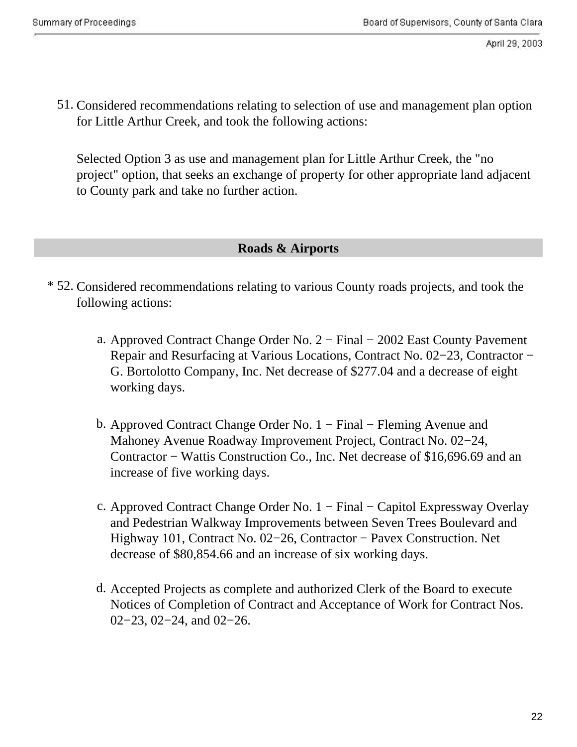51. Considered recommendations relating to selection of use and management plan option for Little Arthur Creek, and took the following actions:

    Selected Option 3 as use and management plan for Little Arthur Creek, the "no project" option, that seeks an exchange of property for other appropriate land adjacent to County park and take no further action.

## Roads & Airports

\* 52. Considered recommendations relating to various County roads projects, and took the following actions:

   a. Approved Contract Change Order No. 2 − Final − 2002 East County Pavement Repair and Resurfacing at Various Locations, Contract No. 02−23, Contractor − G. Bortolotto Company, Inc. Net decrease of $277.04 and a decrease of eight working days.

   b. Approved Contract Change Order No. 1 − Final − Fleming Avenue and Mahoney Avenue Roadway Improvement Project, Contract No. 02−24, Contractor − Wattis Construction Co., Inc. Net decrease of $16,696.69 and an increase of five working days.

   c. Approved Contract Change Order No. 1 − Final − Capitol Expressway Overlay and Pedestrian Walkway Improvements between Seven Trees Boulevard and Highway 101, Contract No. 02−26, Contractor − Pavex Construction. Net decrease of $80,854.66 and an increase of six working days.

   d. Accepted Projects as complete and authorized Clerk of the Board to execute Notices of Completion of Contract and Acceptance of Work for Contract Nos. 02−23, 02−24, and 02−26.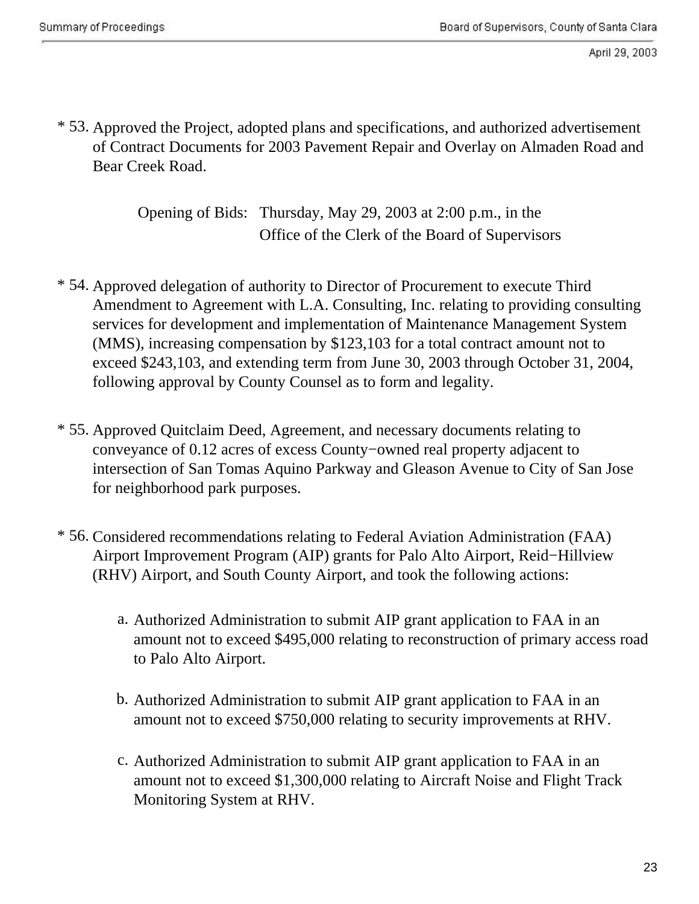\* 53. Approved the Project, adopted plans and specifications, and authorized advertisement of Contract Documents for 2003 Pavement Repair and Overlay on Almaden Road and Bear Creek Road.

Opening of Bids: Thursday, May 29, 2003 at 2:00 p.m., in the Office of the Clerk of the Board of Supervisors

\* 54. Approved delegation of authority to Director of Procurement to execute Third Amendment to Agreement with L.A. Consulting, Inc. relating to providing consulting services for development and implementation of Maintenance Management System (MMS), increasing compensation by $123,103 for a total contract amount not to exceed $243,103, and extending term from June 30, 2003 through October 31, 2004, following approval by County Counsel as to form and legality.

\* 55. Approved Quitclaim Deed, Agreement, and necessary documents relating to conveyance of 0.12 acres of excess County−owned real property adjacent to intersection of San Tomas Aquino Parkway and Gleason Avenue to City of San Jose for neighborhood park purposes.

\* 56. Considered recommendations relating to Federal Aviation Administration (FAA) Airport Improvement Program (AIP) grants for Palo Alto Airport, Reid−Hillview (RHV) Airport, and South County Airport, and took the following actions:

a. Authorized Administration to submit AIP grant application to FAA in an amount not to exceed $495,000 relating to reconstruction of primary access road to Palo Alto Airport.

b. Authorized Administration to submit AIP grant application to FAA in an amount not to exceed $750,000 relating to security improvements at RHV.

c. Authorized Administration to submit AIP grant application to FAA in an amount not to exceed $1,300,000 relating to Aircraft Noise and Flight Track Monitoring System at RHV.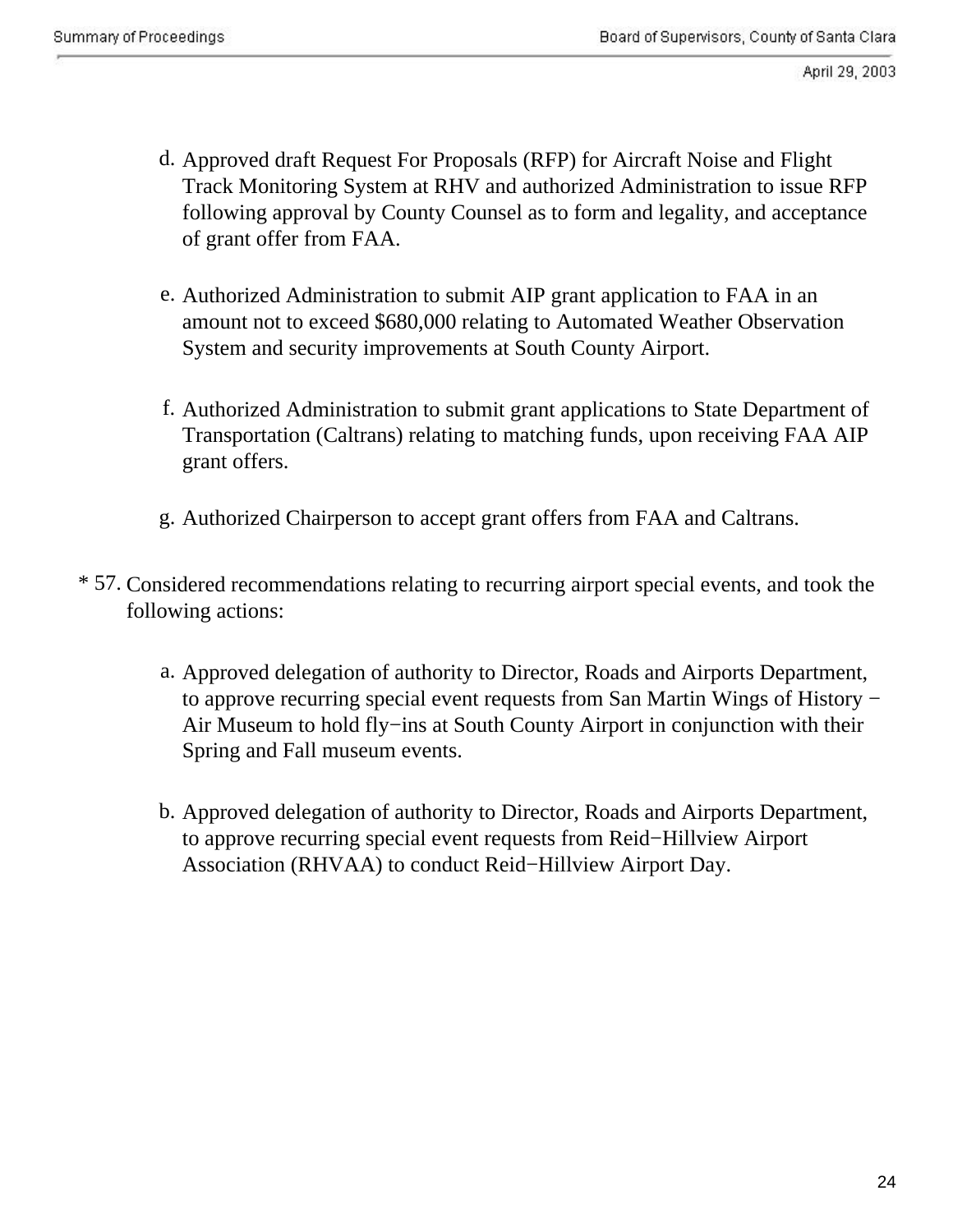d. Approved draft Request For Proposals (RFP) for Aircraft Noise and Flight Track Monitoring System at RHV and authorized Administration to issue RFP following approval by County Counsel as to form and legality, and acceptance of grant offer from FAA.

e. Authorized Administration to submit AIP grant application to FAA in an amount not to exceed $680,000 relating to Automated Weather Observation System and security improvements at South County Airport.

f. Authorized Administration to submit grant applications to State Department of Transportation (Caltrans) relating to matching funds, upon receiving FAA AIP grant offers.

g. Authorized Chairperson to accept grant offers from FAA and Caltrans.

* 57. Considered recommendations relating to recurring airport special events, and took the following actions:

a. Approved delegation of authority to Director, Roads and Airports Department, to approve recurring special event requests from San Martin Wings of History − Air Museum to hold fly−ins at South County Airport in conjunction with their Spring and Fall museum events.

b. Approved delegation of authority to Director, Roads and Airports Department, to approve recurring special event requests from Reid−Hillview Airport Association (RHVAA) to conduct Reid−Hillview Airport Day.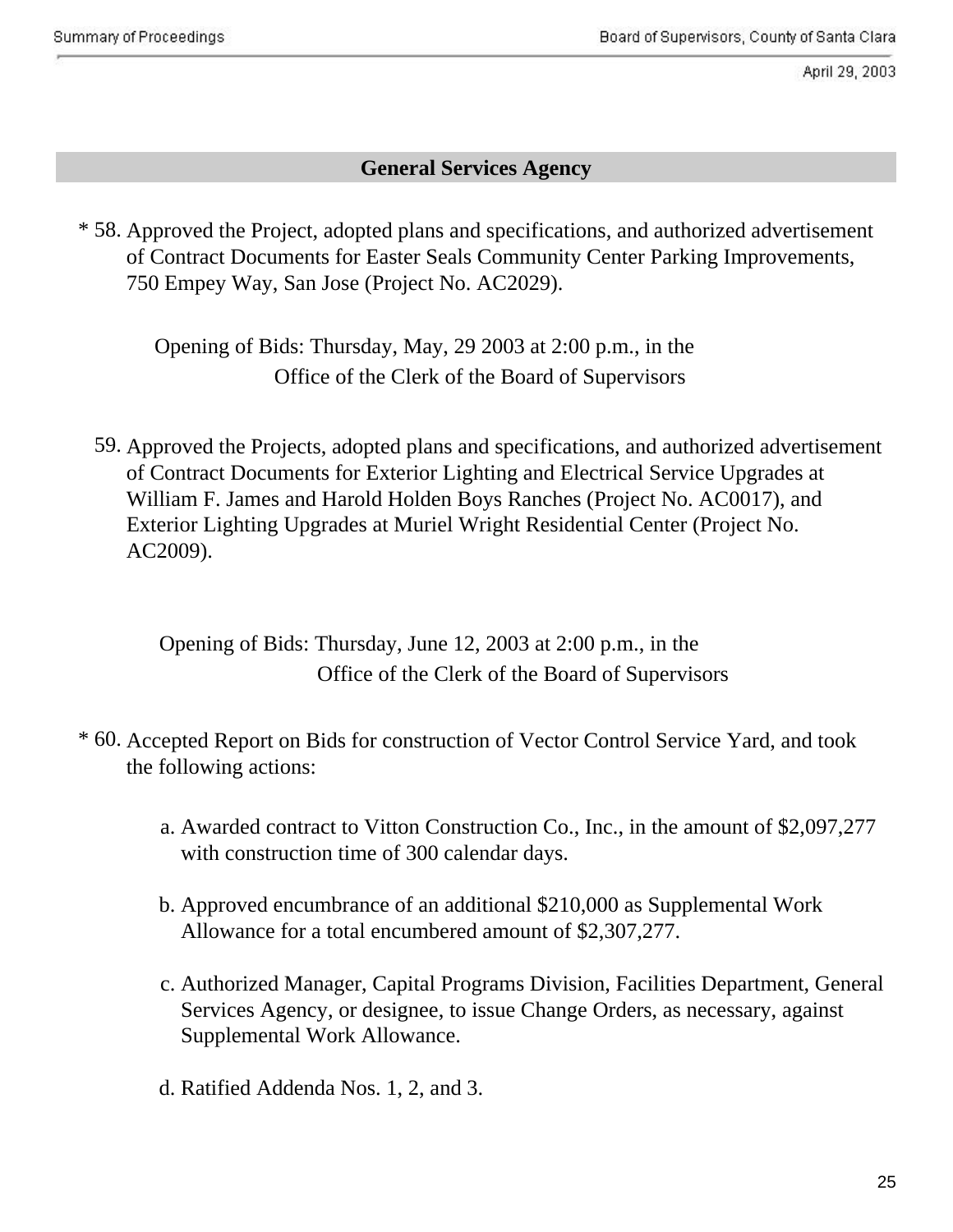## General Services Agency

\* 58. Approved the Project, adopted plans and specifications, and authorized advertisement of Contract Documents for Easter Seals Community Center Parking Improvements, 750 Empey Way, San Jose (Project No. AC2029).

Opening of Bids: Thursday, May, 29 2003 at 2:00 p.m., in the Office of the Clerk of the Board of Supervisors

59. Approved the Projects, adopted plans and specifications, and authorized advertisement of Contract Documents for Exterior Lighting and Electrical Service Upgrades at William F. James and Harold Holden Boys Ranches (Project No. AC0017), and Exterior Lighting Upgrades at Muriel Wright Residential Center (Project No. AC2009).

Opening of Bids: Thursday, June 12, 2003 at 2:00 p.m., in the Office of the Clerk of the Board of Supervisors

\* 60. Accepted Report on Bids for construction of Vector Control Service Yard, and took the following actions:

a. Awarded contract to Vitton Construction Co., Inc., in the amount of $2,097,277 with construction time of 300 calendar days.

b. Approved encumbrance of an additional $210,000 as Supplemental Work Allowance for a total encumbered amount of $2,307,277.

c. Authorized Manager, Capital Programs Division, Facilities Department, General Services Agency, or designee, to issue Change Orders, as necessary, against Supplemental Work Allowance.

d. Ratified Addenda Nos. 1, 2, and 3.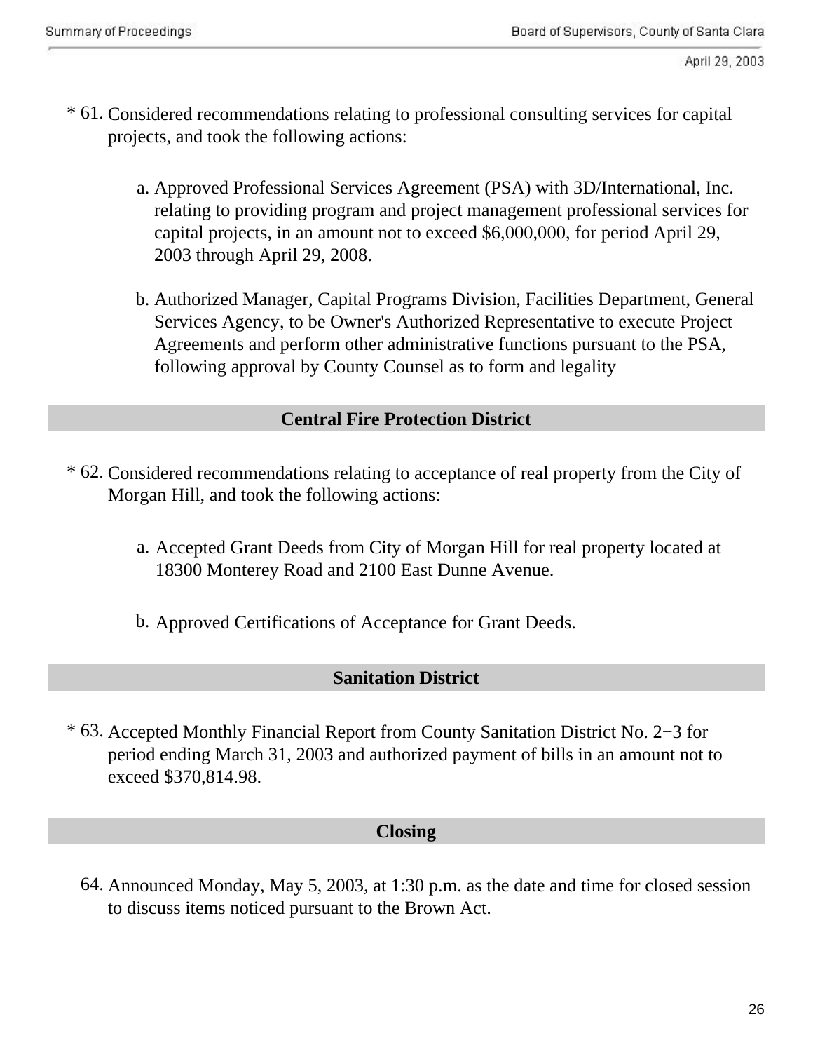\* 61. Considered recommendations relating to professional consulting services for capital projects, and took the following actions:

   a. Approved Professional Services Agreement (PSA) with 3D/International, Inc. relating to providing program and project management professional services for capital projects, in an amount not to exceed $6,000,000, for period April 29, 2003 through April 29, 2008.

   b. Authorized Manager, Capital Programs Division, Facilities Department, General Services Agency, to be Owner's Authorized Representative to execute Project Agreements and perform other administrative functions pursuant to the PSA, following approval by County Counsel as to form and legality

## Central Fire Protection District

\* 62. Considered recommendations relating to acceptance of real property from the City of Morgan Hill, and took the following actions:

   a. Accepted Grant Deeds from City of Morgan Hill for real property located at 18300 Monterey Road and 2100 East Dunne Avenue.

   b. Approved Certifications of Acceptance for Grant Deeds.

## Sanitation District

\* 63. Accepted Monthly Financial Report from County Sanitation District No. 2−3 for period ending March 31, 2003 and authorized payment of bills in an amount not to exceed $370,814.98.

## Closing

64. Announced Monday, May 5, 2003, at 1:30 p.m. as the date and time for closed session to discuss items noticed pursuant to the Brown Act.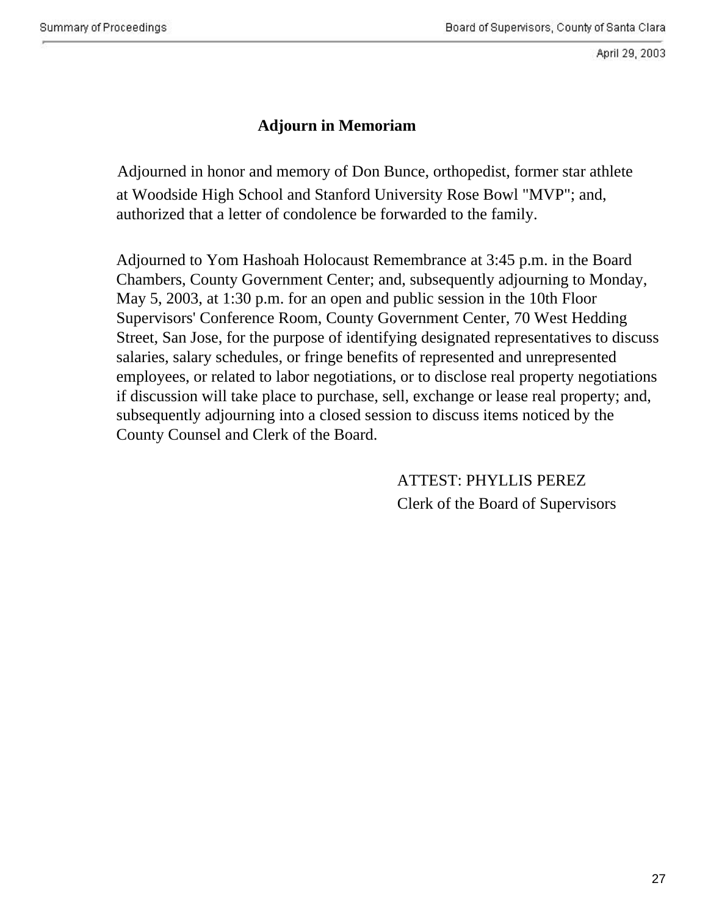## Adjourn in Memoriam

Adjourned in honor and memory of Don Bunce, orthopedist, former star athlete at Woodside High School and Stanford University Rose Bowl "MVP"; and, authorized that a letter of condolence be forwarded to the family.

Adjourned to Yom Hashoah Holocaust Remembrance at 3:45 p.m. in the Board Chambers, County Government Center; and, subsequently adjourning to Monday, May 5, 2003, at 1:30 p.m. for an open and public session in the 10th Floor Supervisors' Conference Room, County Government Center, 70 West Hedding Street, San Jose, for the purpose of identifying designated representatives to discuss salaries, salary schedules, or fringe benefits of represented and unrepresented employees, or related to labor negotiations, or to disclose real property negotiations if discussion will take place to purchase, sell, exchange or lease real property; and, subsequently adjourning into a closed session to discuss items noticed by the County Counsel and Clerk of the Board.

ATTEST: PHYLLIS PEREZ
Clerk of the Board of Supervisors